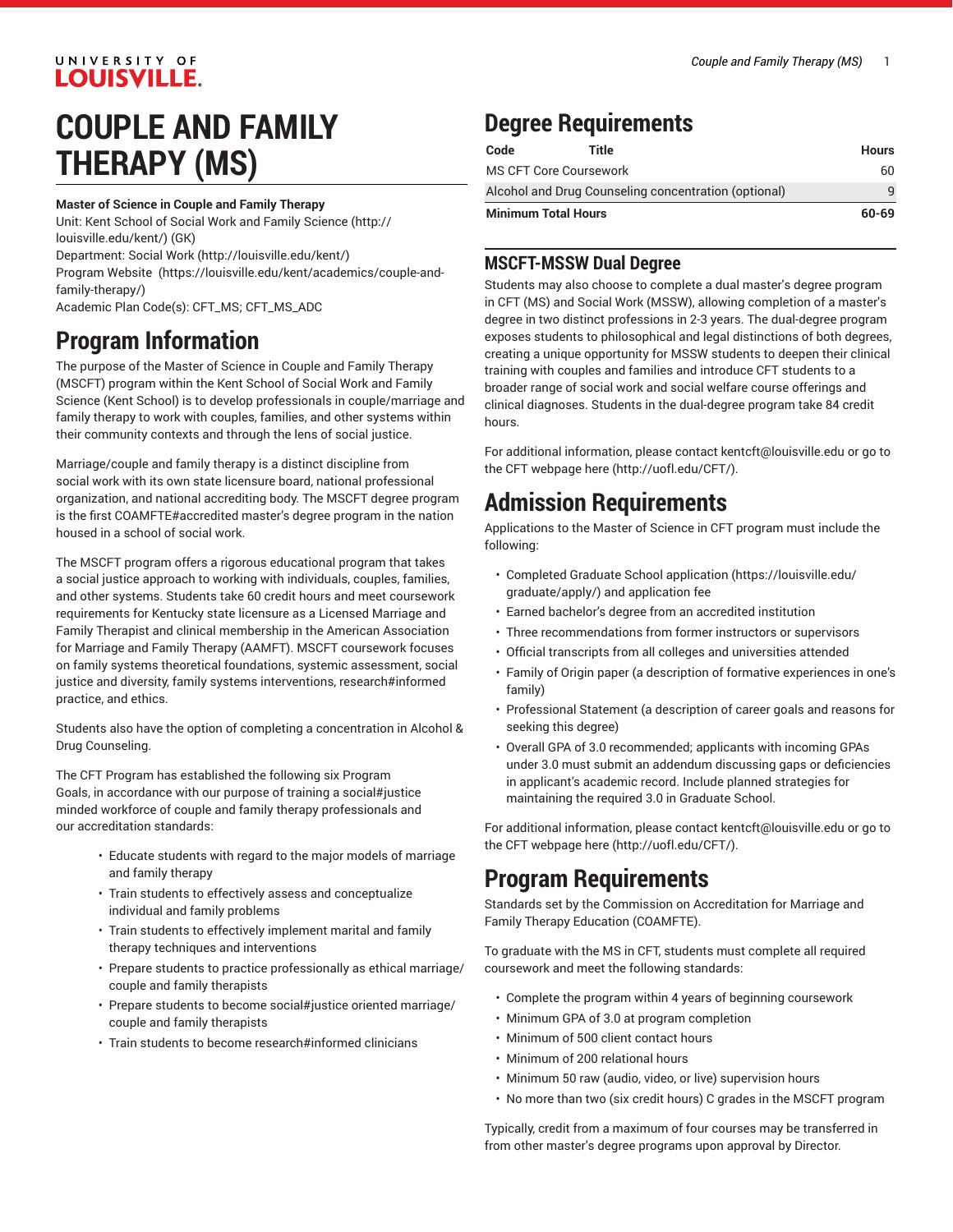# COUPLE AND FAMILY THERAPY (MS)

**Master of Science in Couple and Family Therapy**

Unit: Kent School of Social Work and Family Science (http://louisville.edu/kent/) (GK)

Department: Social Work (http://louisville.edu/kent/)

Program Website (https://louisville.edu/kent/academics/couple-and-family-therapy/)

Academic Plan Code(s): CFT_MS; CFT_MS_ADC

## Program Information

The purpose of the Master of Science in Couple and Family Therapy (MSCFT) program within the Kent School of Social Work and Family Science (Kent School) is to develop professionals in couple/marriage and family therapy to work with couples, families, and other systems within their community contexts and through the lens of social justice.

Marriage/couple and family therapy is a distinct discipline from social work with its own state licensure board, national professional organization, and national accrediting body. The MSCFT degree program is the first COAMFTE#accredited master's degree program in the nation housed in a school of social work.

The MSCFT program offers a rigorous educational program that takes a social justice approach to working with individuals, couples, families, and other systems. Students take 60 credit hours and meet coursework requirements for Kentucky state licensure as a Licensed Marriage and Family Therapist and clinical membership in the American Association for Marriage and Family Therapy (AAMFT). MSCFT coursework focuses on family systems theoretical foundations, systemic assessment, social justice and diversity, family systems interventions, research#informed practice, and ethics.

Students also have the option of completing a concentration in Alcohol & Drug Counseling.

The CFT Program has established the following six Program Goals, in accordance with our purpose of training a social#justice minded workforce of couple and family therapy professionals and our accreditation standards:

- Educate students with regard to the major models of marriage and family therapy
- Train students to effectively assess and conceptualize individual and family problems
- Train students to effectively implement marital and family therapy techniques and interventions
- Prepare students to practice professionally as ethical marriage/couple and family therapists
- Prepare students to become social#justice oriented marriage/couple and family therapists
- Train students to become research#informed clinicians

## Degree Requirements

| Code | Title | Hours |
|---|---|---|
| MS CFT Core Coursework | | 60 |
| Alcohol and Drug Counseling concentration (optional) | | 9 |
| **Minimum Total Hours** | | **60-69** |

### MSCFT-MSSW Dual Degree

Students may also choose to complete a dual master's degree program in CFT (MS) and Social Work (MSSW), allowing completion of a master's degree in two distinct professions in 2-3 years. The dual-degree program exposes students to philosophical and legal distinctions of both degrees, creating a unique opportunity for MSSW students to deepen their clinical training with couples and families and introduce CFT students to a broader range of social work and social welfare course offerings and clinical diagnoses. Students in the dual-degree program take 84 credit hours.

For additional information, please contact kentcft@louisville.edu or go to the CFT webpage here (http://uofl.edu/CFT/).

## Admission Requirements

Applications to the Master of Science in CFT program must include the following:

- Completed Graduate School application (https://louisville.edu/graduate/apply/) and application fee
- Earned bachelor's degree from an accredited institution
- Three recommendations from former instructors or supervisors
- Official transcripts from all colleges and universities attended
- Family of Origin paper (a description of formative experiences in one's family)
- Professional Statement (a description of career goals and reasons for seeking this degree)
- Overall GPA of 3.0 recommended; applicants with incoming GPAs under 3.0 must submit an addendum discussing gaps or deficiencies in applicant's academic record. Include planned strategies for maintaining the required 3.0 in Graduate School.

For additional information, please contact kentcft@louisville.edu or go to the CFT webpage here (http://uofl.edu/CFT/).

## Program Requirements

Standards set by the Commission on Accreditation for Marriage and Family Therapy Education (COAMFTE).

To graduate with the MS in CFT, students must complete all required coursework and meet the following standards:

- Complete the program within 4 years of beginning coursework
- Minimum GPA of 3.0 at program completion
- Minimum of 500 client contact hours
- Minimum of 200 relational hours
- Minimum 50 raw (audio, video, or live) supervision hours
- No more than two (six credit hours) C grades in the MSCFT program

Typically, credit from a maximum of four courses may be transferred in from other master's degree programs upon approval by Director.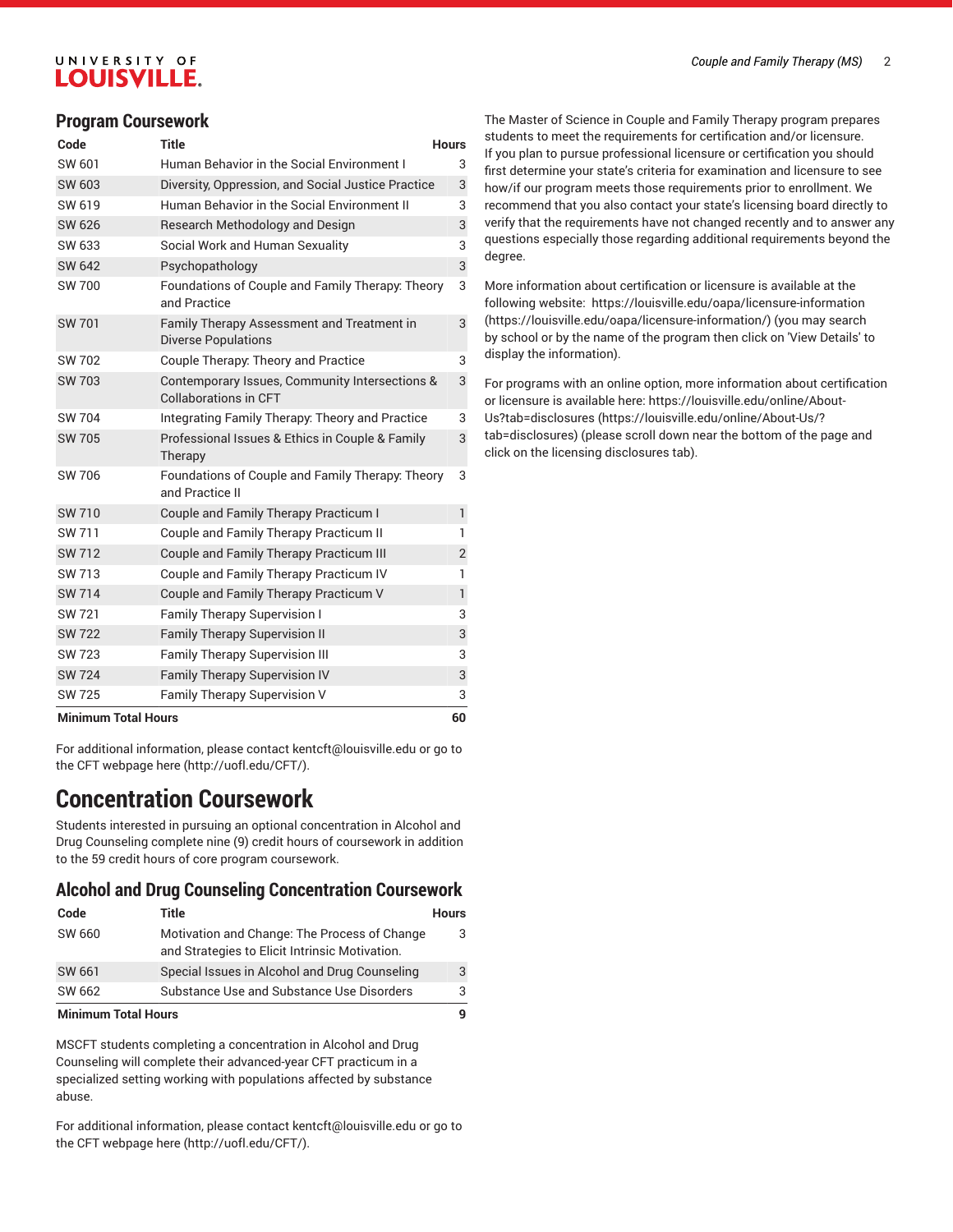## Program Coursework

| Code | Title | Hours |
|---|---|---|
| SW 601 | Human Behavior in the Social Environment I | 3 |
| SW 603 | Diversity, Oppression, and Social Justice Practice | 3 |
| SW 619 | Human Behavior in the Social Environment II | 3 |
| SW 626 | Research Methodology and Design | 3 |
| SW 633 | Social Work and Human Sexuality | 3 |
| SW 642 | Psychopathology | 3 |
| SW 700 | Foundations of Couple and Family Therapy: Theory and Practice | 3 |
| SW 701 | Family Therapy Assessment and Treatment in Diverse Populations | 3 |
| SW 702 | Couple Therapy: Theory and Practice | 3 |
| SW 703 | Contemporary Issues, Community Intersections & Collaborations in CFT | 3 |
| SW 704 | Integrating Family Therapy: Theory and Practice | 3 |
| SW 705 | Professional Issues & Ethics in Couple & Family Therapy | 3 |
| SW 706 | Foundations of Couple and Family Therapy: Theory and Practice II | 3 |
| SW 710 | Couple and Family Therapy Practicum I | 1 |
| SW 711 | Couple and Family Therapy Practicum II | 1 |
| SW 712 | Couple and Family Therapy Practicum III | 2 |
| SW 713 | Couple and Family Therapy Practicum IV | 1 |
| SW 714 | Couple and Family Therapy Practicum V | 1 |
| SW 721 | Family Therapy Supervision I | 3 |
| SW 722 | Family Therapy Supervision II | 3 |
| SW 723 | Family Therapy Supervision III | 3 |
| SW 724 | Family Therapy Supervision IV | 3 |
| SW 725 | Family Therapy Supervision V | 3 |
| **Minimum Total Hours** | | **60** |

For additional information, please contact kentcft@louisville.edu or go to the CFT webpage here (http://uofl.edu/CFT/).

# Concentration Coursework

Students interested in pursuing an optional concentration in Alcohol and Drug Counseling complete nine (9) credit hours of coursework in addition to the 59 credit hours of core program coursework.

## Alcohol and Drug Counseling Concentration Coursework

| Code | Title | Hours |
|---|---|---|
| SW 660 | Motivation and Change: The Process of Change and Strategies to Elicit Intrinsic Motivation. | 3 |
| SW 661 | Special Issues in Alcohol and Drug Counseling | 3 |
| SW 662 | Substance Use and Substance Use Disorders | 3 |
| **Minimum Total Hours** | | **9** |

MSCFT students completing a concentration in Alcohol and Drug Counseling will complete their advanced-year CFT practicum in a specialized setting working with populations affected by substance abuse.

For additional information, please contact kentcft@louisville.edu or go to the CFT webpage here (http://uofl.edu/CFT/).

The Master of Science in Couple and Family Therapy program prepares students to meet the requirements for certification and/or licensure. If you plan to pursue professional licensure or certification you should first determine your state's criteria for examination and licensure to see how/if our program meets those requirements prior to enrollment. We recommend that you also contact your state's licensing board directly to verify that the requirements have not changed recently and to answer any questions especially those regarding additional requirements beyond the degree.

More information about certification or licensure is available at the following website: https://louisville.edu/oapa/licensure-information (https://louisville.edu/oapa/licensure-information/) (you may search by school or by the name of the program then click on 'View Details' to display the information).

For programs with an online option, more information about certification or licensure is available here: https://louisville.edu/online/About-Us?tab=disclosures (https://louisville.edu/online/About-Us/?tab=disclosures) (please scroll down near the bottom of the page and click on the licensing disclosures tab).